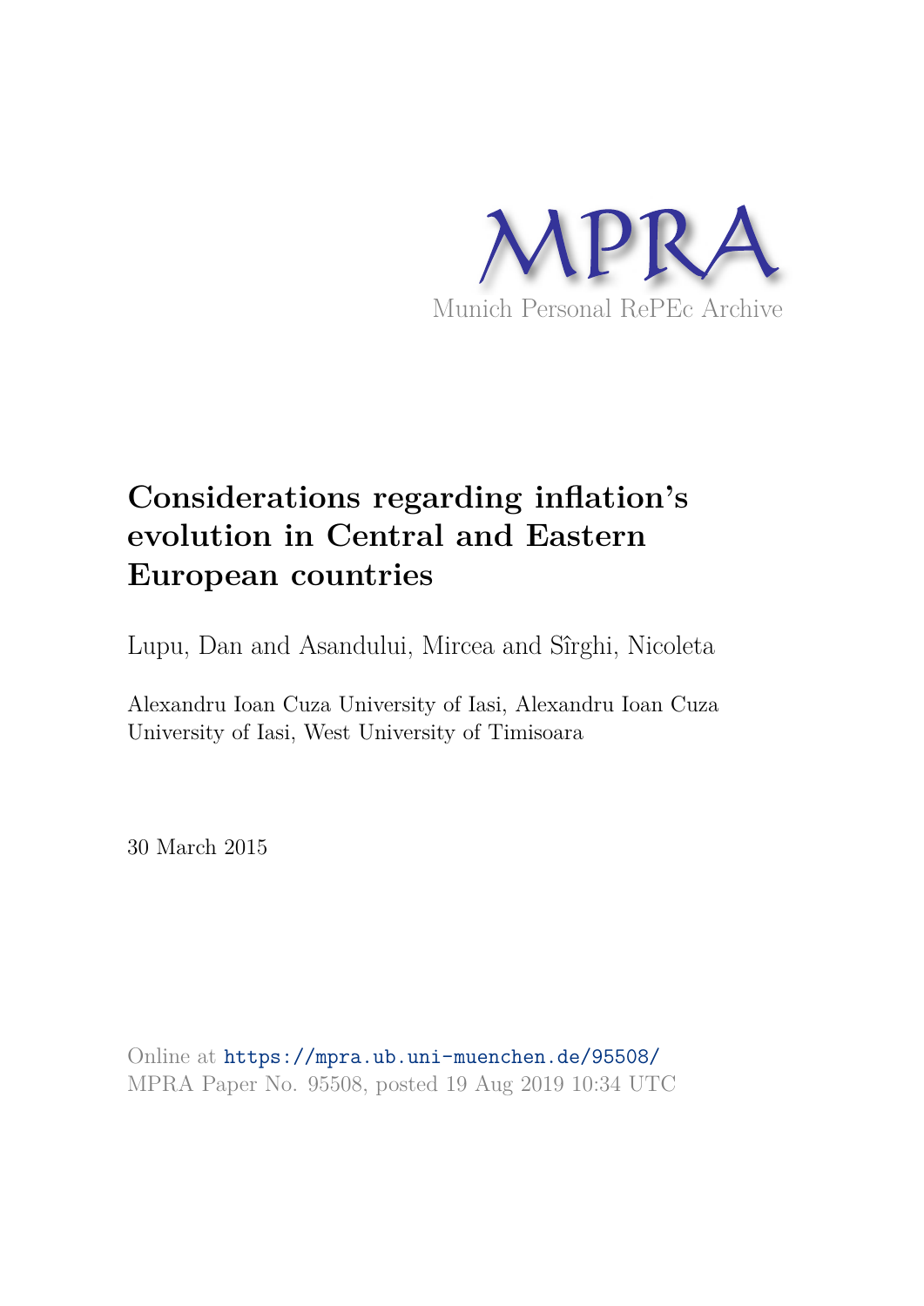MPRA

Munich Personal RePEc Archive

# Considerations regarding inflation's evolution in Central and Eastern European countries

Lupu, Dan and Asandului, Mircea and Sîrghi, Nicoleta

Alexandru Ioan Cuza University of Iasi, Alexandru Ioan Cuza University of Iasi, West University of Timisoara

30 March 2015

Online at https://mpra.ub.uni-muenchen.de/95508/
MPRA Paper No. 95508, posted 19 Aug 2019 10:34 UTC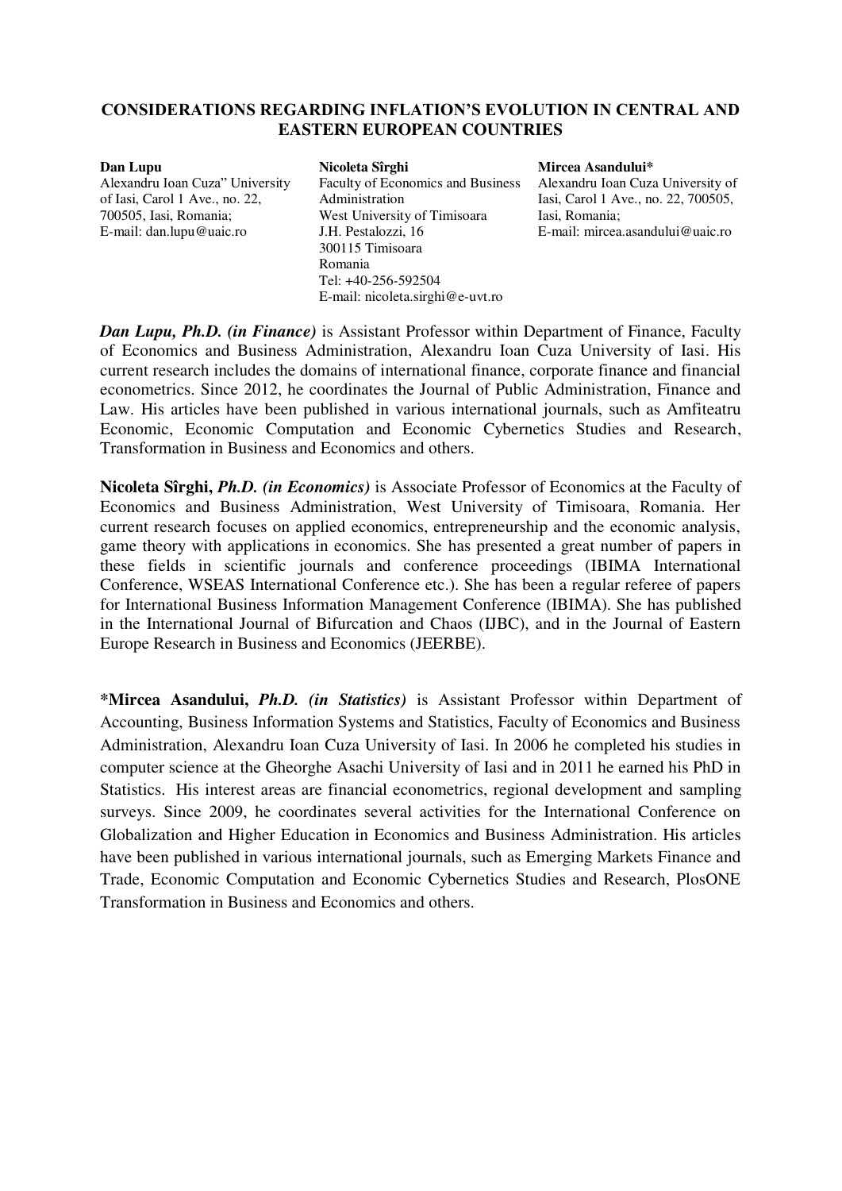# CONSIDERATIONS REGARDING INFLATION'S EVOLUTION IN CENTRAL AND EASTERN EUROPEAN COUNTRIES

**Dan Lupu**
Alexandru Ioan Cuza" University of Iasi, Carol 1 Ave., no. 22, 700505, Iasi, Romania;
E-mail: dan.lupu@uaic.ro

**Nicoleta Sîrghi**
Faculty of Economics and Business Administration
West University of Timisoara
J.H. Pestalozzi, 16
300115 Timisoara
Romania
Tel: +40-256-592504
E-mail: nicoleta.sirghi@e-uvt.ro

**Mircea Asandului***
Alexandru Ioan Cuza University of Iasi, Carol 1 Ave., no. 22, 700505, Iasi, Romania;
E-mail: mircea.asandului@uaic.ro

***Dan Lupu, Ph.D. (in Finance)*** is Assistant Professor within Department of Finance, Faculty of Economics and Business Administration, Alexandru Ioan Cuza University of Iasi. His current research includes the domains of international finance, corporate finance and financial econometrics. Since 2012, he coordinates the Journal of Public Administration, Finance and Law. His articles have been published in various international journals, such as Amfiteatru Economic, Economic Computation and Economic Cybernetics Studies and Research, Transformation in Business and Economics and others.

**Nicoleta Sîrghi,** ***Ph.D. (in Economics)*** is Associate Professor of Economics at the Faculty of Economics and Business Administration, West University of Timisoara, Romania. Her current research focuses on applied economics, entrepreneurship and the economic analysis, game theory with applications in economics. She has presented a great number of papers in these fields in scientific journals and conference proceedings (IBIMA International Conference, WSEAS International Conference etc.). She has been a regular referee of papers for International Business Information Management Conference (IBIMA). She has published in the International Journal of Bifurcation and Chaos (IJBC), and in the Journal of Eastern Europe Research in Business and Economics (JEERBE).

***Mircea Asandului,** ***Ph.D. (in Statistics)*** is Assistant Professor within Department of Accounting, Business Information Systems and Statistics, Faculty of Economics and Business Administration, Alexandru Ioan Cuza University of Iasi. In 2006 he completed his studies in computer science at the Gheorghe Asachi University of Iasi and in 2011 he earned his PhD in Statistics. His interest areas are financial econometrics, regional development and sampling surveys. Since 2009, he coordinates several activities for the International Conference on Globalization and Higher Education in Economics and Business Administration. His articles have been published in various international journals, such as Emerging Markets Finance and Trade, Economic Computation and Economic Cybernetics Studies and Research, PlosONE Transformation in Business and Economics and others.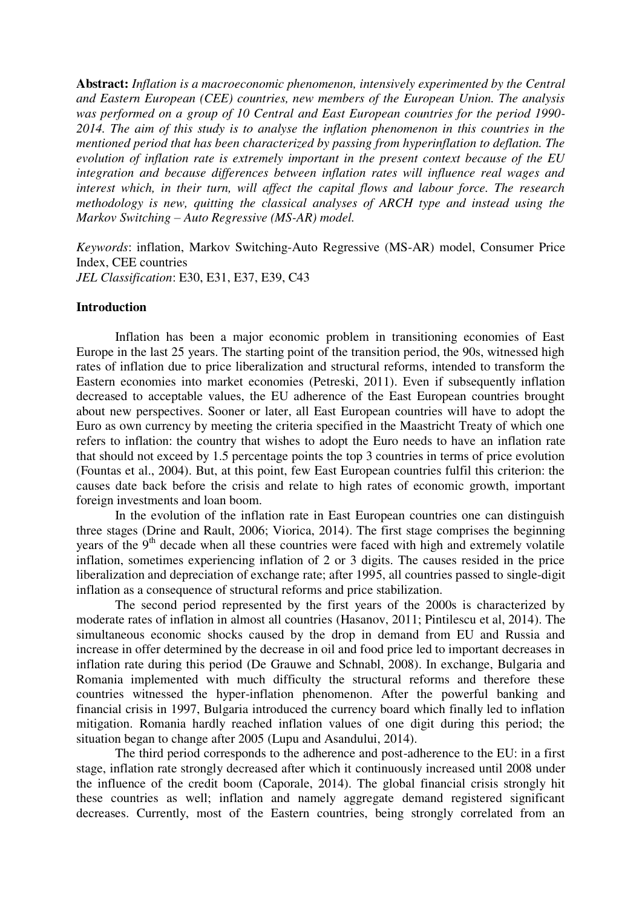**Abstract:** *Inflation is a macroeconomic phenomenon, intensively experimented by the Central and Eastern European (CEE) countries, new members of the European Union. The analysis was performed on a group of 10 Central and East European countries for the period 1990-2014. The aim of this study is to analyse the inflation phenomenon in this countries in the mentioned period that has been characterized by passing from hyperinflation to deflation. The evolution of inflation rate is extremely important in the present context because of the EU integration and because differences between inflation rates will influence real wages and interest which, in their turn, will affect the capital flows and labour force. The research methodology is new, quitting the classical analyses of ARCH type and instead using the Markov Switching – Auto Regressive (MS-AR) model.*

*Keywords*: inflation, Markov Switching-Auto Regressive (MS-AR) model, Consumer Price Index, CEE countries

*JEL Classification*: E30, E31, E37, E39, C43

## Introduction

Inflation has been a major economic problem in transitioning economies of East Europe in the last 25 years. The starting point of the transition period, the 90s, witnessed high rates of inflation due to price liberalization and structural reforms, intended to transform the Eastern economies into market economies (Petreski, 2011). Even if subsequently inflation decreased to acceptable values, the EU adherence of the East European countries brought about new perspectives. Sooner or later, all East European countries will have to adopt the Euro as own currency by meeting the criteria specified in the Maastricht Treaty of which one refers to inflation: the country that wishes to adopt the Euro needs to have an inflation rate that should not exceed by 1.5 percentage points the top 3 countries in terms of price evolution (Fountas et al., 2004). But, at this point, few East European countries fulfil this criterion: the causes date back before the crisis and relate to high rates of economic growth, important foreign investments and loan boom.

In the evolution of the inflation rate in East European countries one can distinguish three stages (Drine and Rault, 2006; Viorica, 2014). The first stage comprises the beginning years of the 9th decade when all these countries were faced with high and extremely volatile inflation, sometimes experiencing inflation of 2 or 3 digits. The causes resided in the price liberalization and depreciation of exchange rate; after 1995, all countries passed to single-digit inflation as a consequence of structural reforms and price stabilization.

The second period represented by the first years of the 2000s is characterized by moderate rates of inflation in almost all countries (Hasanov, 2011; Pintilescu et al, 2014). The simultaneous economic shocks caused by the drop in demand from EU and Russia and increase in offer determined by the decrease in oil and food price led to important decreases in inflation rate during this period (De Grauwe and Schnabl, 2008). In exchange, Bulgaria and Romania implemented with much difficulty the structural reforms and therefore these countries witnessed the hyper-inflation phenomenon. After the powerful banking and financial crisis in 1997, Bulgaria introduced the currency board which finally led to inflation mitigation. Romania hardly reached inflation values of one digit during this period; the situation began to change after 2005 (Lupu and Asandului, 2014).

The third period corresponds to the adherence and post-adherence to the EU: in a first stage, inflation rate strongly decreased after which it continuously increased until 2008 under the influence of the credit boom (Caporale, 2014). The global financial crisis strongly hit these countries as well; inflation and namely aggregate demand registered significant decreases. Currently, most of the Eastern countries, being strongly correlated from an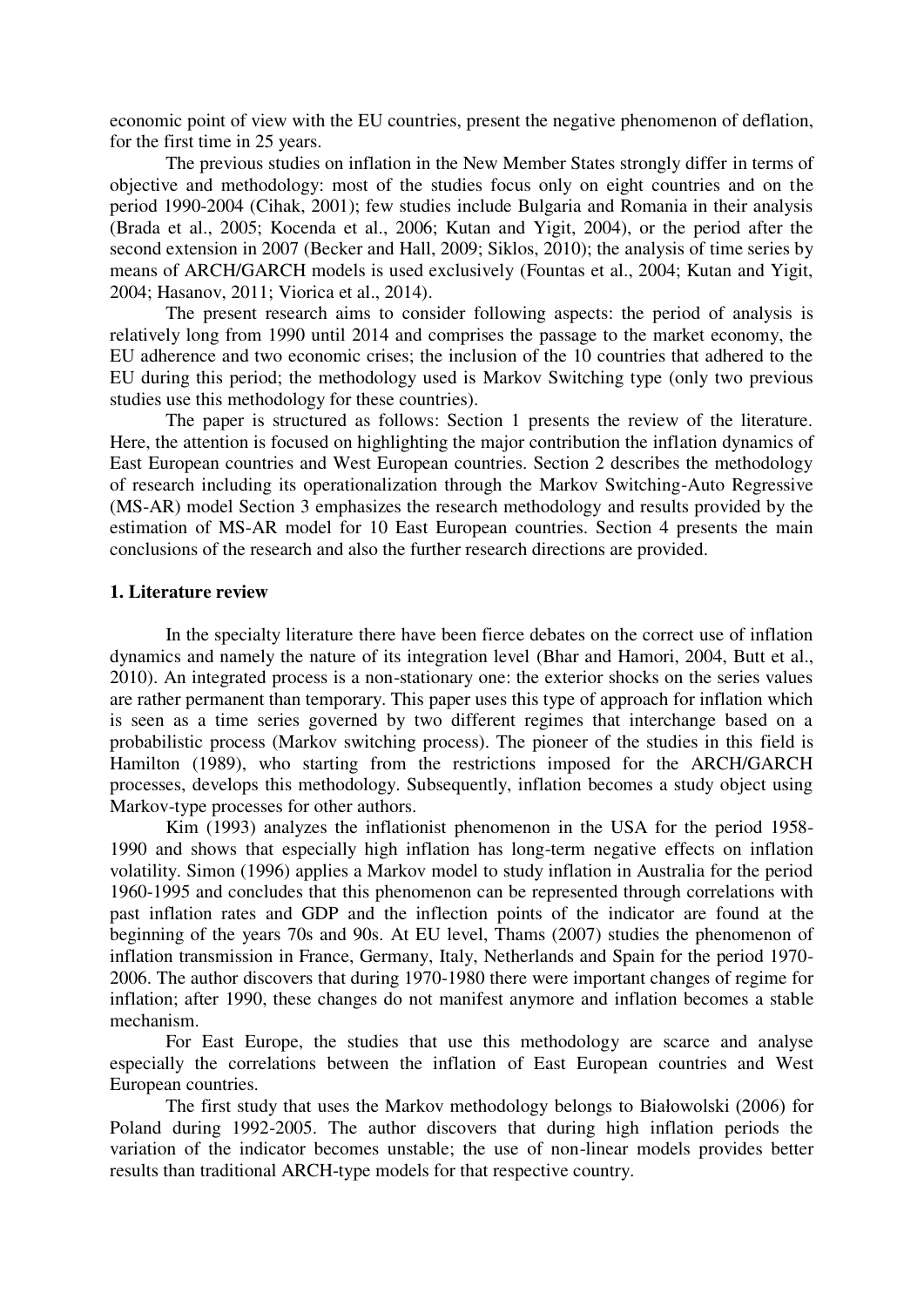economic point of view with the EU countries, present the negative phenomenon of deflation, for the first time in 25 years.

The previous studies on inflation in the New Member States strongly differ in terms of objective and methodology: most of the studies focus only on eight countries and on the period 1990-2004 (Cihak, 2001); few studies include Bulgaria and Romania in their analysis (Brada et al., 2005; Kocenda et al., 2006; Kutan and Yigit, 2004), or the period after the second extension in 2007 (Becker and Hall, 2009; Siklos, 2010); the analysis of time series by means of ARCH/GARCH models is used exclusively (Fountas et al., 2004; Kutan and Yigit, 2004; Hasanov, 2011; Viorica et al., 2014).

The present research aims to consider following aspects: the period of analysis is relatively long from 1990 until 2014 and comprises the passage to the market economy, the EU adherence and two economic crises; the inclusion of the 10 countries that adhered to the EU during this period; the methodology used is Markov Switching type (only two previous studies use this methodology for these countries).

The paper is structured as follows: Section 1 presents the review of the literature. Here, the attention is focused on highlighting the major contribution the inflation dynamics of East European countries and West European countries. Section 2 describes the methodology of research including its operationalization through the Markov Switching-Auto Regressive (MS-AR) model Section 3 emphasizes the research methodology and results provided by the estimation of MS-AR model for 10 East European countries. Section 4 presents the main conclusions of the research and also the further research directions are provided.

## 1. Literature review

In the specialty literature there have been fierce debates on the correct use of inflation dynamics and namely the nature of its integration level (Bhar and Hamori, 2004, Butt et al., 2010). An integrated process is a non-stationary one: the exterior shocks on the series values are rather permanent than temporary. This paper uses this type of approach for inflation which is seen as a time series governed by two different regimes that interchange based on a probabilistic process (Markov switching process). The pioneer of the studies in this field is Hamilton (1989), who starting from the restrictions imposed for the ARCH/GARCH processes, develops this methodology. Subsequently, inflation becomes a study object using Markov-type processes for other authors.

Kim (1993) analyzes the inflationist phenomenon in the USA for the period 1958-1990 and shows that especially high inflation has long-term negative effects on inflation volatility. Simon (1996) applies a Markov model to study inflation in Australia for the period 1960-1995 and concludes that this phenomenon can be represented through correlations with past inflation rates and GDP and the inflection points of the indicator are found at the beginning of the years 70s and 90s. At EU level, Thams (2007) studies the phenomenon of inflation transmission in France, Germany, Italy, Netherlands and Spain for the period 1970-2006. The author discovers that during 1970-1980 there were important changes of regime for inflation; after 1990, these changes do not manifest anymore and inflation becomes a stable mechanism.

For East Europe, the studies that use this methodology are scarce and analyse especially the correlations between the inflation of East European countries and West European countries.

The first study that uses the Markov methodology belongs to Białowolski (2006) for Poland during 1992-2005. The author discovers that during high inflation periods the variation of the indicator becomes unstable; the use of non-linear models provides better results than traditional ARCH-type models for that respective country.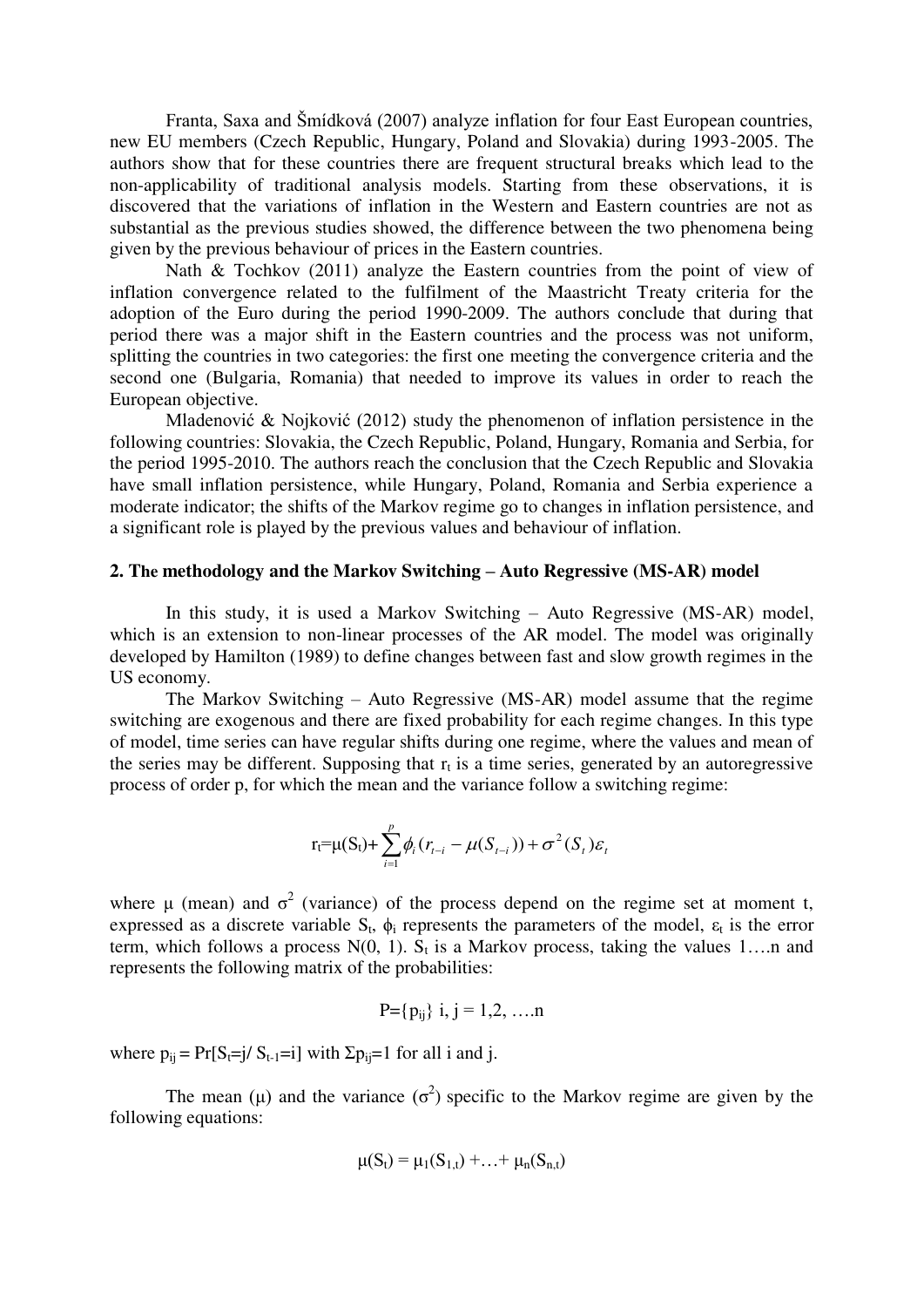Franta, Saxa and Šmídková (2007) analyze inflation for four East European countries, new EU members (Czech Republic, Hungary, Poland and Slovakia) during 1993-2005. The authors show that for these countries there are frequent structural breaks which lead to the non-applicability of traditional analysis models. Starting from these observations, it is discovered that the variations of inflation in the Western and Eastern countries are not as substantial as the previous studies showed, the difference between the two phenomena being given by the previous behaviour of prices in the Eastern countries.

Nath & Tochkov (2011) analyze the Eastern countries from the point of view of inflation convergence related to the fulfilment of the Maastricht Treaty criteria for the adoption of the Euro during the period 1990-2009. The authors conclude that during that period there was a major shift in the Eastern countries and the process was not uniform, splitting the countries in two categories: the first one meeting the convergence criteria and the second one (Bulgaria, Romania) that needed to improve its values in order to reach the European objective.

Mladenović & Nojković (2012) study the phenomenon of inflation persistence in the following countries: Slovakia, the Czech Republic, Poland, Hungary, Romania and Serbia, for the period 1995-2010. The authors reach the conclusion that the Czech Republic and Slovakia have small inflation persistence, while Hungary, Poland, Romania and Serbia experience a moderate indicator; the shifts of the Markov regime go to changes in inflation persistence, and a significant role is played by the previous values and behaviour of inflation.

## 2. The methodology and the Markov Switching – Auto Regressive (MS-AR) model

In this study, it is used a Markov Switching – Auto Regressive (MS-AR) model, which is an extension to non-linear processes of the AR model. The model was originally developed by Hamilton (1989) to define changes between fast and slow growth regimes in the US economy.

The Markov Switching – Auto Regressive (MS-AR) model assume that the regime switching are exogenous and there are fixed probability for each regime changes. In this type of model, time series can have regular shifts during one regime, where the values and mean of the series may be different. Supposing that $r_t$ is a time series, generated by an autoregressive process of order p, for which the mean and the variance follow a switching regime:

$$r_t = \mu(S_t) + \sum_{i=1}^{p} \phi_i (r_{t-i} - \mu(S_{t-i})) + \sigma^2(S_t)\varepsilon_t$$

where μ (mean) and $\sigma^2$ (variance) of the process depend on the regime set at moment t, expressed as a discrete variable $S_t$, $\phi_i$ represents the parameters of the model, $\varepsilon_t$ is the error term, which follows a process N(0, 1). $S_t$ is a Markov process, taking the values 1….n and represents the following matrix of the probabilities:

$$P = \{p_{ij}\} \quad i, j = 1,2, \ldots n$$

where $p_{ij} = \Pr[S_t = j / S_{t-1} = i]$ with $\Sigma p_{ij} = 1$ for all i and j.

The mean (μ) and the variance ($\sigma^2$) specific to the Markov regime are given by the following equations:

$$\mu(S_t) = \mu_1(S_{1,t}) + \ldots + \mu_n(S_{n,t})$$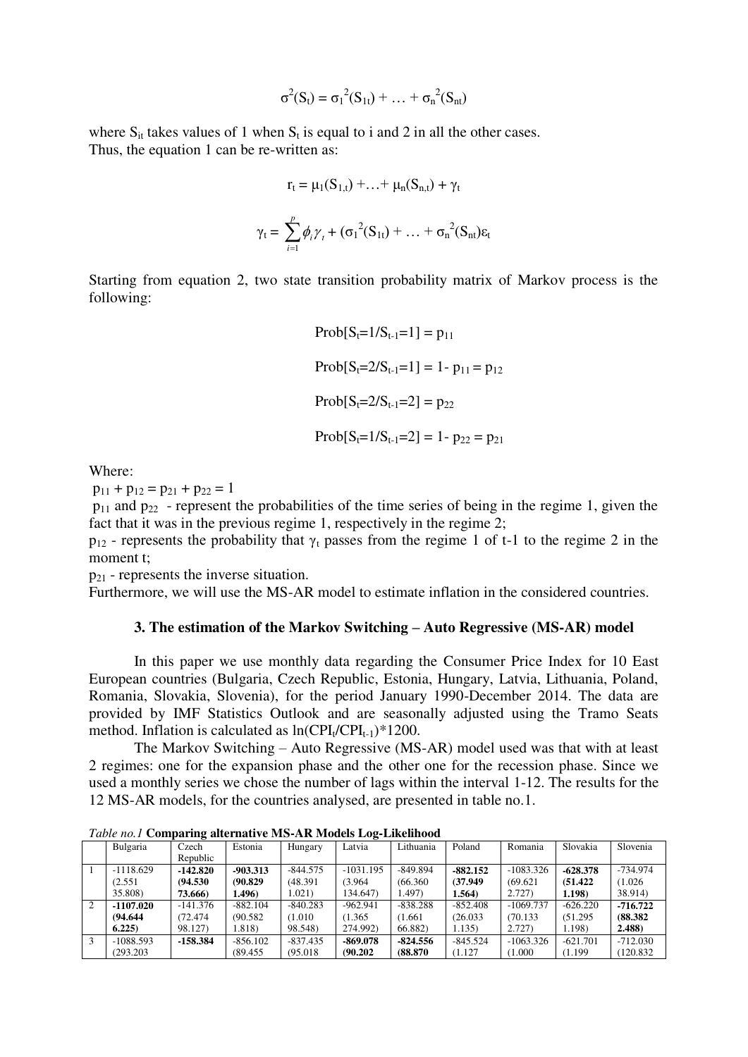$$\sigma^2(S_t) = \sigma_1^2(S_{1t}) + \ldots + \sigma_n^2(S_{nt})$$

where $S_{it}$ takes values of 1 when $S_t$ is equal to i and 2 in all the other cases.
Thus, the equation 1 can be re-written as:

$$r_t = \mu_1(S_{1,t}) + \ldots + \mu_n(S_{n,t}) + \gamma_t$$

$$\gamma_t = \sum_{i=1}^{p} \phi_i \gamma_t + (\sigma_1^2(S_{1t}) + \ldots + \sigma_n^2(S_{nt})\varepsilon_t$$

Starting from equation 2, two state transition probability matrix of Markov process is the following:

$$\text{Prob}[S_t=1/S_{t-1}=1] = p_{11}$$

$$\text{Prob}[S_t=2/S_{t-1}=1] = 1\text{-}\ p_{11} = p_{12}$$

$$\text{Prob}[S_t=2/S_{t-1}=2] = p_{22}$$

$$\text{Prob}[S_t=1/S_{t-1}=2] = 1\text{-}\ p_{22} = p_{21}$$

Where:

$p_{11} + p_{12} = p_{21} + p_{22} = 1$

$p_{11}$ and $p_{22}$ - represent the probabilities of the time series of being in the regime 1, given the fact that it was in the previous regime 1, respectively in the regime 2;

$p_{12}$ - represents the probability that $\gamma_t$ passes from the regime 1 of t-1 to the regime 2 in the moment t;

$p_{21}$ - represents the inverse situation.

Furthermore, we will use the MS-AR model to estimate inflation in the considered countries.

### 3. The estimation of the Markov Switching – Auto Regressive (MS-AR) model

In this paper we use monthly data regarding the Consumer Price Index for 10 East European countries (Bulgaria, Czech Republic, Estonia, Hungary, Latvia, Lithuania, Poland, Romania, Slovakia, Slovenia), for the period January 1990-December 2014. The data are provided by IMF Statistics Outlook and are seasonally adjusted using the Tramo Seats method. Inflation is calculated as $\ln(CPI_t/CPI_{t-1})*1200$.

The Markov Switching – Auto Regressive (MS-AR) model used was that with at least 2 regimes: one for the expansion phase and the other one for the recession phase. Since we used a monthly series we chose the number of lags within the interval 1-12. The results for the 12 MS-AR models, for the countries analysed, are presented in table no.1.

*Table no.1* **Comparing alternative MS-AR Models Log-Likelihood**

| | Bulgaria | Czech Republic | Estonia | Hungary | Latvia | Lithuania | Poland | Romania | Slovakia | Slovenia |
|---|---|---|---|---|---|---|---|---|---|---|
| 1 | -1118.629 (2.551 35.808) | **-142.820 (94.530 73.666)** | **-903.313 (90.829 1.496)** | -844.575 (48.391 1.021) | -1031.195 (3.964 134.647) | -849.894 (66.360 1.497) | **-882.152 (37.949 1.564)** | -1083.326 (69.621 2.727) | **-628.378 (51.422 1.198)** | -734.974 (1.026 38.914) |
| 2 | **-1107.020 (94.644 6.225)** | -141.376 (72.474 98.127) | -882.104 (90.582 1.818) | -840.283 (1.010 98.548) | -962.941 (1.365 274.992) | -838.288 (1.661 66.882) | -852.408 (26.033 1.135) | -1069.737 (70.133 2.727) | -626.220 (51.295 1.198) | **-716.722 (88.382 2.488)** |
| 3 | -1088.593 (293.203 | **-158.384** | -856.102 (89.455 | -837.435 (95.018 | **-869.078 (90.202** | **-824.556 (88.870** | -845.524 (1.127 | -1063.326 (1.000 | -621.701 (1.199 | -712.030 (120.832 |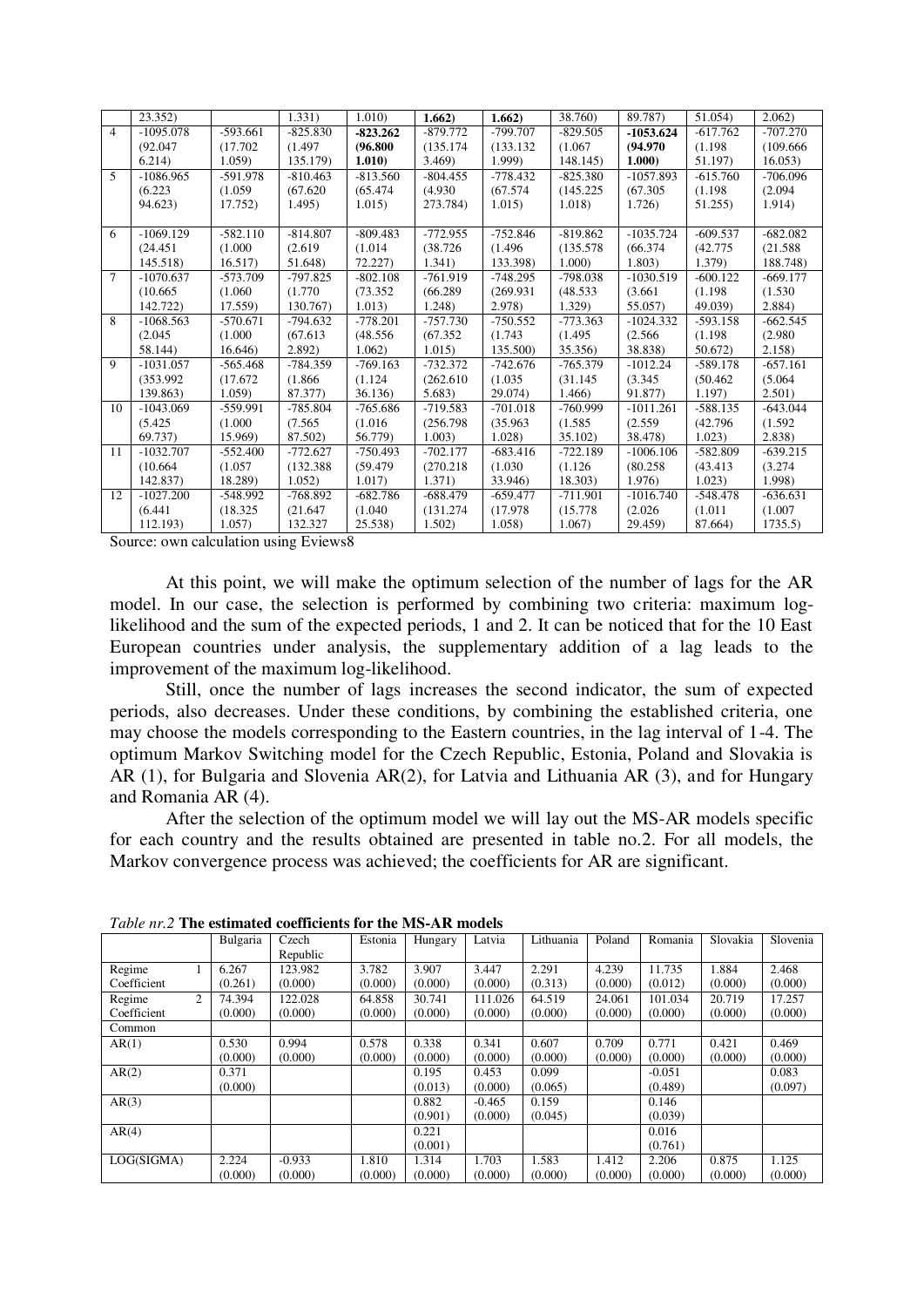|  | | | | | | | | | | |
|---|---|---|---|---|---|---|---|---|---|---|
|  | 23.352) |  | 1.331) | 1.010) | **1.662)** | **1.662)** | 38.760) | 89.787) | 51.054) | 2.062) |
| 4 | -1095.078 (92.047 6.214) | -593.661 (17.702 1.059) | -825.830 (1.497 135.179) | **-823.262 (96.800 1.010)** | -879.772 (135.174 3.469) | -799.707 (133.132 1.999) | -829.505 (1.067 148.145) | **-1053.624 (94.970 1.000)** | -617.762 (1.198 51.197) | -707.270 (109.666 16.053) |
| 5 | -1086.965 (6.223 94.623) | -591.978 (1.059 17.752) | -810.463 (67.620 1.495) | -813.560 (65.474 1.015) | -804.455 (4.930 273.784) | -778.432 (67.574 1.015) | -825.380 (145.225 1.018) | -1057.893 (67.305 1.726) | -615.760 (1.198 51.255) | -706.096 (2.094 1.914) |
| 6 | -1069.129 (24.451 145.518) | -582.110 (1.000 16.517) | -814.807 (2.619 51.648) | -809.483 (1.014 72.227) | -772.955 (38.726 1.341) | -752.846 (1.496 133.398) | -819.862 (135.578 1.000) | -1035.724 (66.374 1.803) | -609.537 (42.775 1.379) | -682.082 (21.588 188.748) |
| 7 | -1070.637 (10.665 142.722) | -573.709 (1.060 17.559) | -797.825 (1.770 130.767) | -802.108 (73.352 1.013) | -761.919 (66.289 1.248) | -748.295 (269.931 2.978) | -798.038 (48.533 1.329) | -1030.519 (3.661 55.057) | -600.122 (1.198 49.039) | -669.177 (1.530 2.884) |
| 8 | -1068.563 (2.045 58.144) | -570.671 (1.000 16.646) | -794.632 (67.613 2.892) | -778.201 (48.556 1.062) | -757.730 (67.352 1.015) | -750.552 (1.743 135.500) | -773.363 (1.495 35.356) | -1024.332 (2.566 38.838) | -593.158 (1.198 50.672) | -662.545 (2.980 2.158) |
| 9 | -1031.057 (353.992 139.863) | -565.468 (17.672 1.059) | -784.359 (1.866 87.377) | -769.163 (1.124 36.136) | -732.372 (262.610 5.683) | -742.676 (1.035 29.074) | -765.379 (31.145 1.466) | -1012.24 (3.345 91.877) | -589.178 (50.462 1.197) | -657.161 (5.064 2.501) |
| 10 | -1043.069 (5.425 69.737) | -559.991 (1.000 15.969) | -785.804 (7.565 87.502) | -765.686 (1.016 56.779) | -719.583 (256.798 1.003) | -701.018 (35.963 1.028) | -760.999 (1.585 35.102) | -1011.261 (2.559 38.478) | -588.135 (42.796 1.023) | -643.044 (1.592 2.838) |
| 11 | -1032.707 (10.664 142.837) | -552.400 (1.057 18.289) | -772.627 (132.388 1.052) | -750.493 (59.479 1.017) | -702.177 (270.218 1.371) | -683.416 (1.030 33.946) | -722.189 (1.126 18.303) | -1006.106 (80.258 1.976) | -582.809 (43.413 1.023) | -639.215 (3.274 1.998) |
| 12 | -1027.200 (6.441 112.193) | -548.992 (18.325 1.057) | -768.892 (21.647 132.327 | -682.786 (1.040 25.538) | -688.479 (131.274 1.502) | -659.477 (17.978 1.058) | -711.901 (15.778 1.067) | -1016.740 (2.026 29.459) | -548.478 (1.011 87.664) | -636.631 (1.007 1735.5) |

Source: own calculation using Eviews8

At this point, we will make the optimum selection of the number of lags for the AR model. In our case, the selection is performed by combining two criteria: maximum log-likelihood and the sum of the expected periods, 1 and 2. It can be noticed that for the 10 East European countries under analysis, the supplementary addition of a lag leads to the improvement of the maximum log-likelihood.

Still, once the number of lags increases the second indicator, the sum of expected periods, also decreases. Under these conditions, by combining the established criteria, one may choose the models corresponding to the Eastern countries, in the lag interval of 1-4. The optimum Markov Switching model for the Czech Republic, Estonia, Poland and Slovakia is AR (1), for Bulgaria and Slovenia AR(2), for Latvia and Lithuania AR (3), and for Hungary and Romania AR (4).

After the selection of the optimum model we will lay out the MS-AR models specific for each country and the results obtained are presented in table no.2. For all models, the Markov convergence process was achieved; the coefficients for AR are significant.

*Table nr.2* **The estimated coefficients for the MS-AR models**

|  | Bulgaria | Czech Republic | Estonia | Hungary | Latvia | Lithuania | Poland | Romania | Slovakia | Slovenia |
|---|---|---|---|---|---|---|---|---|---|---|
| Regime 1 Coefficient | 6.267 (0.261) | 123.982 (0.000) | 3.782 (0.000) | 3.907 (0.000) | 3.447 (0.000) | 2.291 (0.313) | 4.239 (0.000) | 11.735 (0.012) | 1.884 (0.000) | 2.468 (0.000) |
| Regime 2 Coefficient | 74.394 (0.000) | 122.028 (0.000) | 64.858 (0.000) | 30.741 (0.000) | 111.026 (0.000) | 64.519 (0.000) | 24.061 (0.000) | 101.034 (0.000) | 20.719 (0.000) | 17.257 (0.000) |
| Common |  |  |  |  |  |  |  |  |  |  |
| AR(1) | 0.530 (0.000) | 0.994 (0.000) | 0.578 (0.000) | 0.338 (0.000) | 0.341 (0.000) | 0.607 (0.000) | 0.709 (0.000) | 0.771 (0.000) | 0.421 (0.000) | 0.469 (0.000) |
| AR(2) | 0.371 (0.000) |  |  | 0.195 (0.013) | 0.453 (0.000) | 0.099 (0.065) |  | -0.051 (0.489) |  | 0.083 (0.097) |
| AR(3) |  |  |  | 0.882 (0.901) | -0.465 (0.000) | 0.159 (0.045) |  | 0.146 (0.039) |  |  |
| AR(4) |  |  |  | 0.221 (0.001) |  |  |  | 0.016 (0.761) |  |  |
| LOG(SIGMA) | 2.224 (0.000) | -0.933 (0.000) | 1.810 (0.000) | 1.314 (0.000) | 1.703 (0.000) | 1.583 (0.000) | 1.412 (0.000) | 2.206 (0.000) | 0.875 (0.000) | 1.125 (0.000) |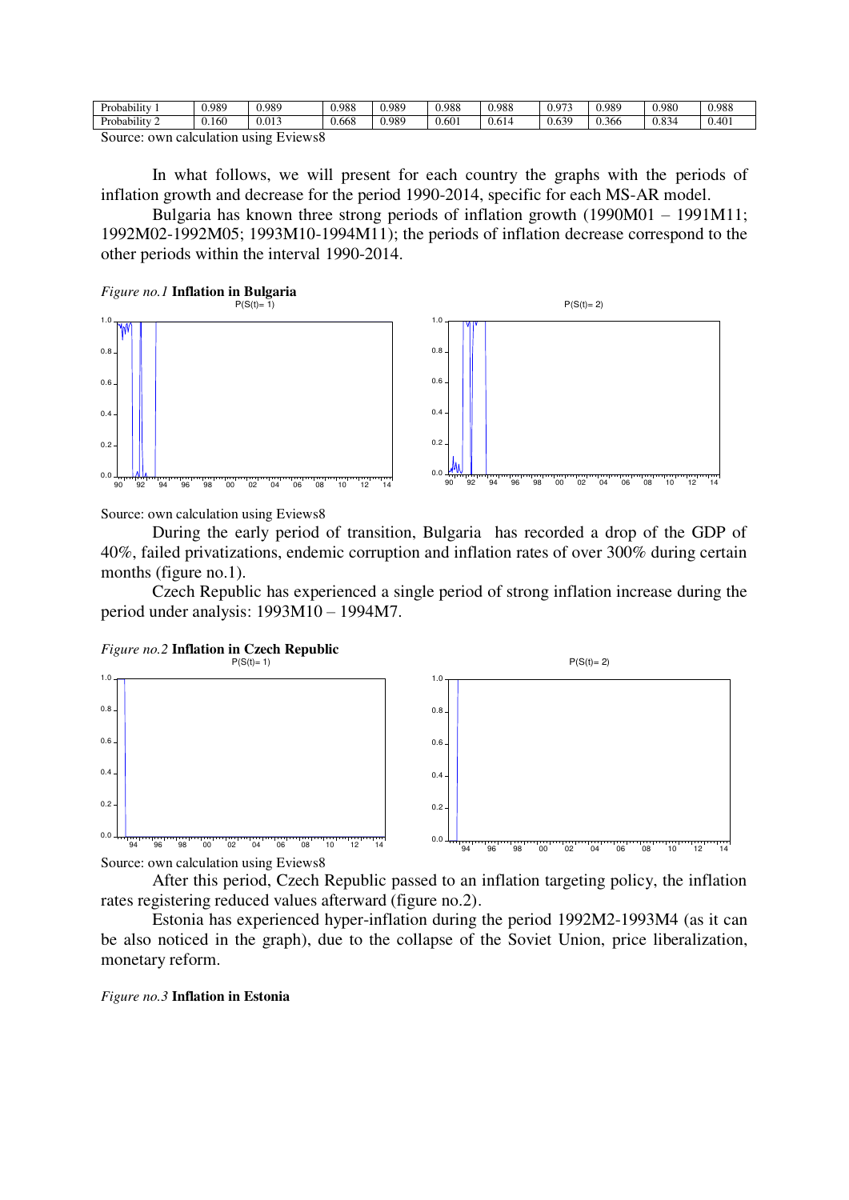| Probability 1 | 0.989 | 0.989 | 0.988 | 0.989 | 0.988 | 0.988 | 0.973 | 0.989 | 0.980 | 0.988 |
|---|---|---|---|---|---|---|---|---|---|---|
| Probability 2 | 0.160 | 0.013 | 0.668 | 0.989 | 0.601 | 0.614 | 0.639 | 0.366 | 0.834 | 0.401 |

Source: own calculation using Eviews8

In what follows, we will present for each country the graphs with the periods of inflation growth and decrease for the period 1990-2014, specific for each MS-AR model.

Bulgaria has known three strong periods of inflation growth (1990M01 – 1991M11; 1992M02-1992M05; 1993M10-1994M11); the periods of inflation decrease correspond to the other periods within the interval 1990-2014.

*Figure no.1* **Inflation in Bulgaria**

Source: own calculation using Eviews8

During the early period of transition, Bulgaria has recorded a drop of the GDP of 40%, failed privatizations, endemic corruption and inflation rates of over 300% during certain months (figure no.1).

Czech Republic has experienced a single period of strong inflation increase during the period under analysis: 1993M10 – 1994M7.

*Figure no.2* **Inflation in Czech Republic**

Source: own calculation using Eviews8

After this period, Czech Republic passed to an inflation targeting policy, the inflation rates registering reduced values afterward (figure no.2).

Estonia has experienced hyper-inflation during the period 1992M2-1993M4 (as it can be also noticed in the graph), due to the collapse of the Soviet Union, price liberalization, monetary reform.

*Figure no.3* **Inflation in Estonia**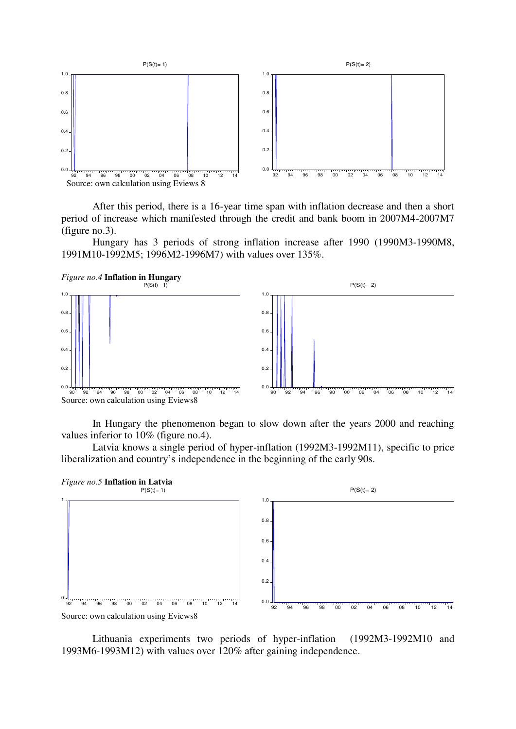Source: own calculation using Eviews 8

After this period, there is a 16-year time span with inflation decrease and then a short period of increase which manifested through the credit and bank boom in 2007M4-2007M7 (figure no.3).

Hungary has 3 periods of strong inflation increase after 1990 (1990M3-1990M8, 1991M10-1992M5; 1996M2-1996M7) with values over 135%.

*Figure no.4* **Inflation in Hungary**

Source: own calculation using Eviews8

In Hungary the phenomenon began to slow down after the years 2000 and reaching values inferior to 10% (figure no.4).

Latvia knows a single period of hyper-inflation (1992M3-1992M11), specific to price liberalization and country's independence in the beginning of the early 90s.

*Figure no.5* **Inflation in Latvia**

Source: own calculation using Eviews8

Lithuania experiments two periods of hyper-inflation (1992M3-1992M10 and 1993M6-1993M12) with values over 120% after gaining independence.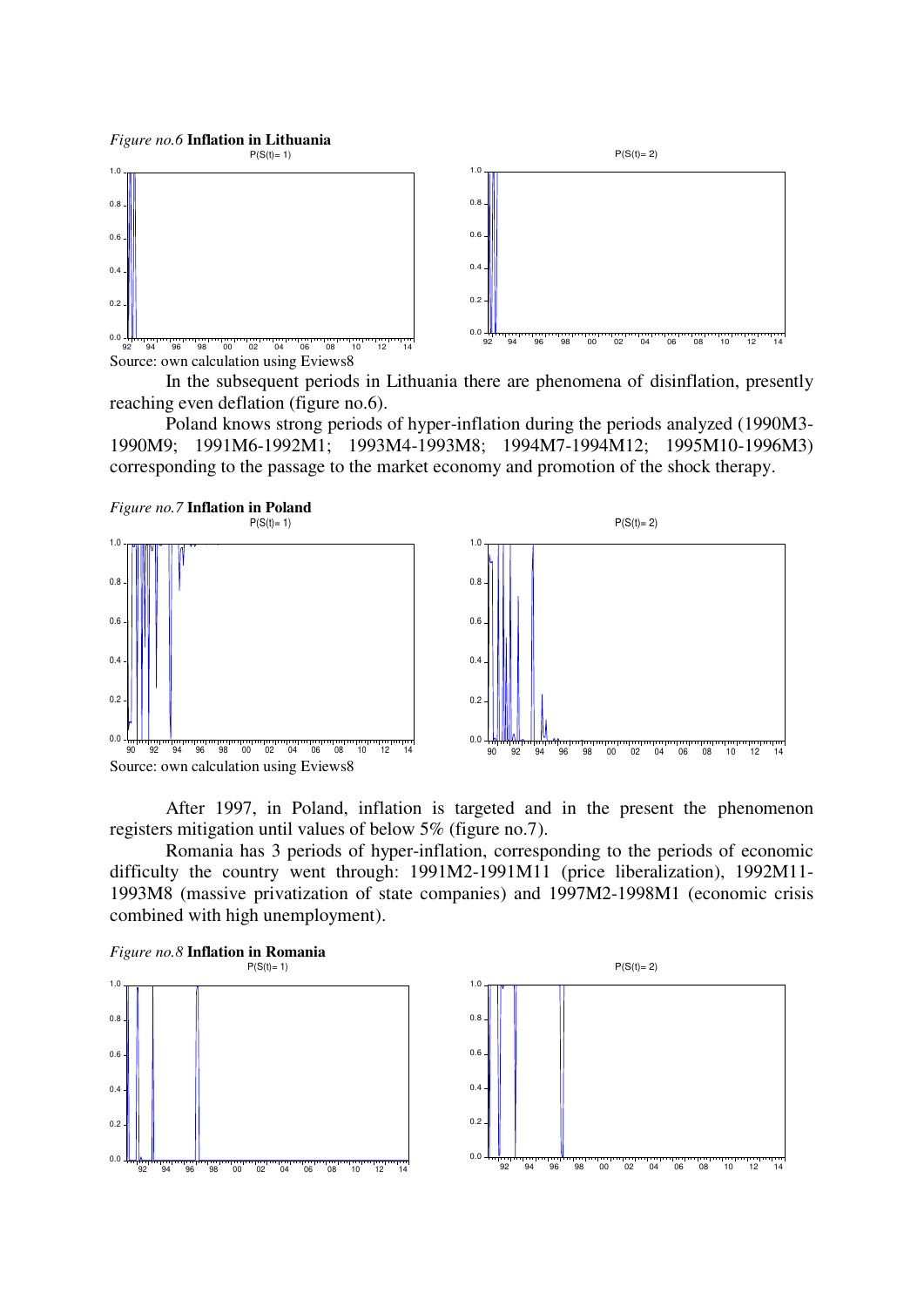*Figure no.6* **Inflation in Lithuania**

Source: own calculation using Eviews8

In the subsequent periods in Lithuania there are phenomena of disinflation, presently reaching even deflation (figure no.6).

Poland knows strong periods of hyper-inflation during the periods analyzed (1990M3-1990M9; 1991M6-1992M1; 1993M4-1993M8; 1994M7-1994M12; 1995M10-1996M3) corresponding to the passage to the market economy and promotion of the shock therapy.

*Figure no.7* **Inflation in Poland**

Source: own calculation using Eviews8

After 1997, in Poland, inflation is targeted and in the present the phenomenon registers mitigation until values of below 5% (figure no.7).

Romania has 3 periods of hyper-inflation, corresponding to the periods of economic difficulty the country went through: 1991M2-1991M11 (price liberalization), 1992M11-1993M8 (massive privatization of state companies) and 1997M2-1998M1 (economic crisis combined with high unemployment).

*Figure no.8* **Inflation in Romania**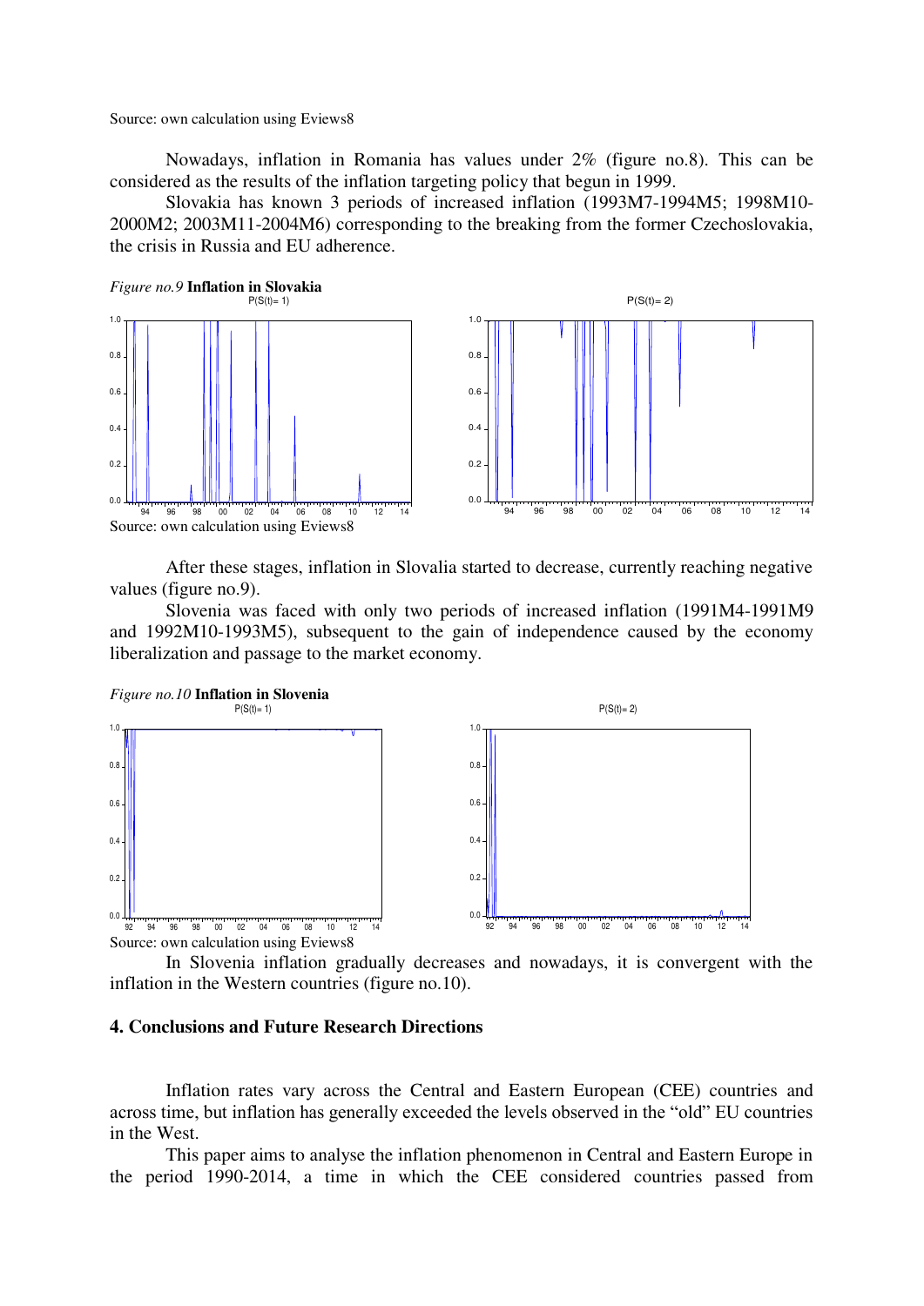Source: own calculation using Eviews8

Nowadays, inflation in Romania has values under 2% (figure no.8). This can be considered as the results of the inflation targeting policy that begun in 1999.

Slovakia has known 3 periods of increased inflation (1993M7-1994M5; 1998M10-2000M2; 2003M11-2004M6) corresponding to the breaking from the former Czechoslovakia, the crisis in Russia and EU adherence.

*Figure no.9* **Inflation in Slovakia**

Source: own calculation using Eviews8

After these stages, inflation in Slovalia started to decrease, currently reaching negative values (figure no.9).

Slovenia was faced with only two periods of increased inflation (1991M4-1991M9 and 1992M10-1993M5), subsequent to the gain of independence caused by the economy liberalization and passage to the market economy.

*Figure no.10* **Inflation in Slovenia**

Source: own calculation using Eviews8

In Slovenia inflation gradually decreases and nowadays, it is convergent with the inflation in the Western countries (figure no.10).

## 4. Conclusions and Future Research Directions

Inflation rates vary across the Central and Eastern European (CEE) countries and across time, but inflation has generally exceeded the levels observed in the "old" EU countries in the West.

This paper aims to analyse the inflation phenomenon in Central and Eastern Europe in the period 1990-2014, a time in which the CEE considered countries passed from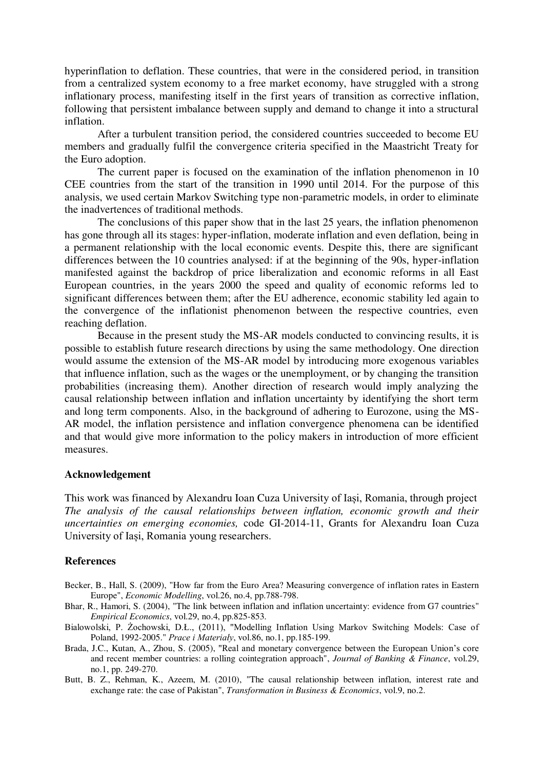hyperinflation to deflation. These countries, that were in the considered period, in transition from a centralized system economy to a free market economy, have struggled with a strong inflationary process, manifesting itself in the first years of transition as corrective inflation, following that persistent imbalance between supply and demand to change it into a structural inflation.

After a turbulent transition period, the considered countries succeeded to become EU members and gradually fulfil the convergence criteria specified in the Maastricht Treaty for the Euro adoption.

The current paper is focused on the examination of the inflation phenomenon in 10 CEE countries from the start of the transition in 1990 until 2014. For the purpose of this analysis, we used certain Markov Switching type non-parametric models, in order to eliminate the inadvertences of traditional methods.

The conclusions of this paper show that in the last 25 years, the inflation phenomenon has gone through all its stages: hyper-inflation, moderate inflation and even deflation, being in a permanent relationship with the local economic events. Despite this, there are significant differences between the 10 countries analysed: if at the beginning of the 90s, hyper-inflation manifested against the backdrop of price liberalization and economic reforms in all East European countries, in the years 2000 the speed and quality of economic reforms led to significant differences between them; after the EU adherence, economic stability led again to the convergence of the inflationist phenomenon between the respective countries, even reaching deflation.

Because in the present study the MS-AR models conducted to convincing results, it is possible to establish future research directions by using the same methodology. One direction would assume the extension of the MS-AR model by introducing more exogenous variables that influence inflation, such as the wages or the unemployment, or by changing the transition probabilities (increasing them). Another direction of research would imply analyzing the causal relationship between inflation and inflation uncertainty by identifying the short term and long term components. Also, in the background of adhering to Eurozone, using the MS-AR model, the inflation persistence and inflation convergence phenomena can be identified and that would give more information to the policy makers in introduction of more efficient measures.

### Acknowledgement

This work was financed by Alexandru Ioan Cuza University of Iași, Romania, through project *The analysis of the causal relationships between inflation, economic growth and their uncertainties on emerging economies,* code GI-2014-11, Grants for Alexandru Ioan Cuza University of Iași, Romania young researchers.

### References

Becker, B., Hall, S. (2009), "How far from the Euro Area? Measuring convergence of inflation rates in Eastern Europe", *Economic Modelling*, vol.26, no.4, pp.788-798.

Bhar, R., Hamori, S. (2004), "The link between inflation and inflation uncertainty: evidence from G7 countries" *Empirical Economics*, vol.29, no.4, pp.825-853.

Bialowolski, P. Żochowski, D.Ł., (2011), "Modelling Inflation Using Markov Switching Models: Case of Poland, 1992-2005." *Prace i Materiały*, vol.86, no.1, pp.185-199.

Brada, J.C., Kutan, A., Zhou, S. (2005), "Real and monetary convergence between the European Union's core and recent member countries: a rolling cointegration approach", *Journal of Banking & Finance*, vol.29, no.1, pp. 249-270.

Butt, B. Z., Rehman, K., Azeem, M. (2010), "The causal relationship between inflation, interest rate and exchange rate: the case of Pakistan", *Transformation in Business & Economics*, vol.9, no.2.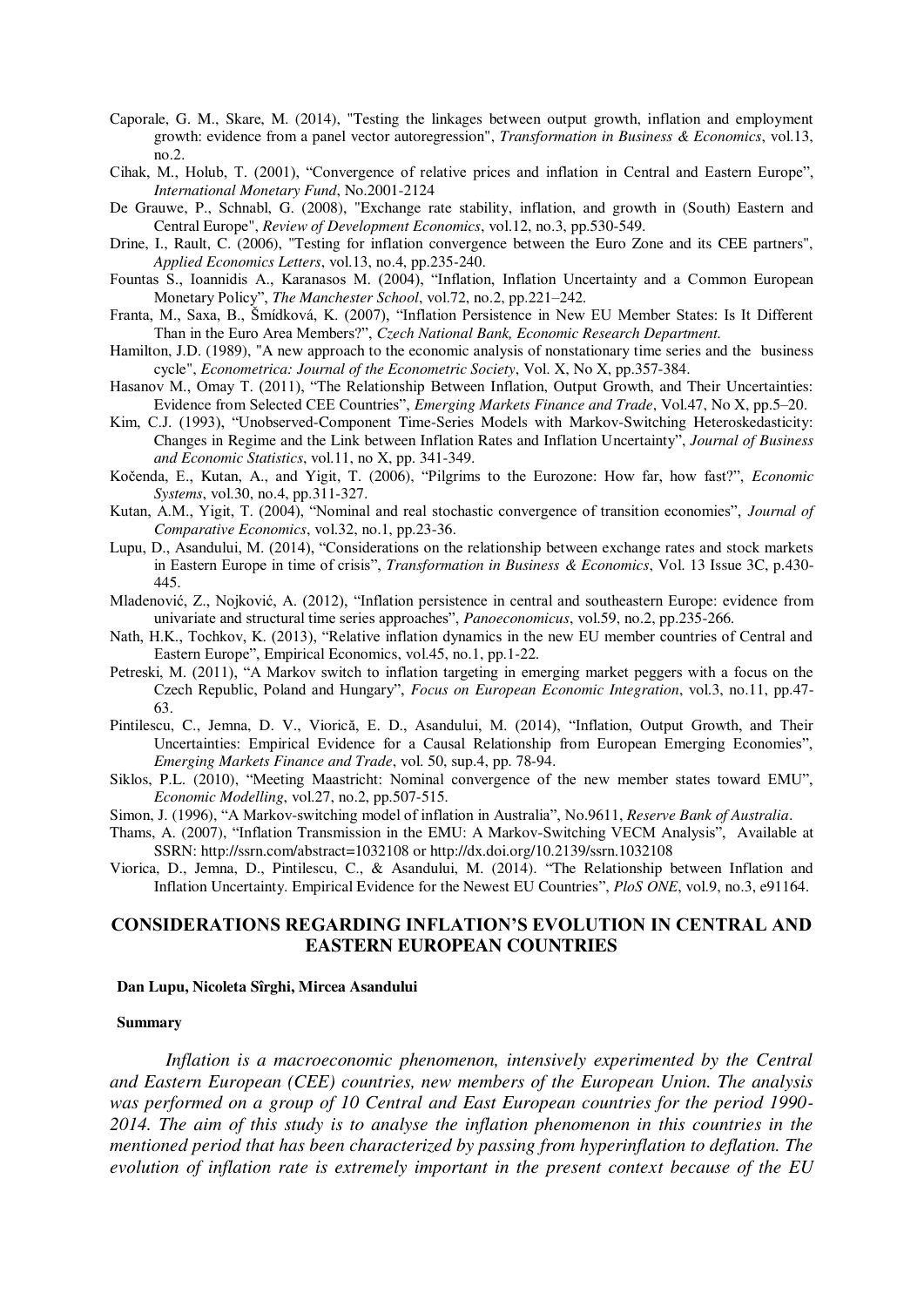Caporale, G. M., Skare, M. (2014), "Testing the linkages between output growth, inflation and employment growth: evidence from a panel vector autoregression", *Transformation in Business & Economics*, vol.13, no.2.

Cihak, M., Holub, T. (2001), "Convergence of relative prices and inflation in Central and Eastern Europe", *International Monetary Fund*, No.2001-2124

De Grauwe, P., Schnabl, G. (2008), "Exchange rate stability, inflation, and growth in (South) Eastern and Central Europe", *Review of Development Economics*, vol.12, no.3, pp.530-549.

Drine, I., Rault, C. (2006), "Testing for inflation convergence between the Euro Zone and its CEE partners", *Applied Economics Letters*, vol.13, no.4, pp.235-240.

Fountas S., Ioannidis A., Karanasos M. (2004), "Inflation, Inflation Uncertainty and a Common European Monetary Policy", *The Manchester School*, vol.72, no.2, pp.221–242.

Franta, M., Saxa, B., Šmídková, K. (2007), "Inflation Persistence in New EU Member States: Is It Different Than in the Euro Area Members?", *Czech National Bank, Economic Research Department.*

Hamilton, J.D. (1989), "A new approach to the economic analysis of nonstationary time series and the business cycle", *Econometrica: Journal of the Econometric Society*, Vol. X, No X, pp.357-384.

Hasanov M., Omay T. (2011), "The Relationship Between Inflation, Output Growth, and Their Uncertainties: Evidence from Selected CEE Countries", *Emerging Markets Finance and Trade*, Vol.47, No X, pp.5–20.

Kim, C.J. (1993), "Unobserved-Component Time-Series Models with Markov-Switching Heteroskedasticity: Changes in Regime and the Link between Inflation Rates and Inflation Uncertainty", *Journal of Business and Economic Statistics*, vol.11, no X, pp. 341-349.

Kočenda, E., Kutan, A., and Yigit, T. (2006), "Pilgrims to the Eurozone: How far, how fast?", *Economic Systems*, vol.30, no.4, pp.311-327.

Kutan, A.M., Yigit, T. (2004), "Nominal and real stochastic convergence of transition economies", *Journal of Comparative Economics*, vol.32, no.1, pp.23-36.

Lupu, D., Asandului, M. (2014), "Considerations on the relationship between exchange rates and stock markets in Eastern Europe in time of crisis", *Transformation in Business & Economics*, Vol. 13 Issue 3C, p.430-445.

Mladenović, Z., Nojković, A. (2012), "Inflation persistence in central and southeastern Europe: evidence from univariate and structural time series approaches", *Panoeconomicus*, vol.59, no.2, pp.235-266.

Nath, H.K., Tochkov, K. (2013), "Relative inflation dynamics in the new EU member countries of Central and Eastern Europe", Empirical Economics, vol.45, no.1, pp.1-22.

Petreski, M. (2011), "A Markov switch to inflation targeting in emerging market peggers with a focus on the Czech Republic, Poland and Hungary", *Focus on European Economic Integration*, vol.3, no.11, pp.47-63.

Pintilescu, C., Jemna, D. V., Viorică, E. D., Asandului, M. (2014), "Inflation, Output Growth, and Their Uncertainties: Empirical Evidence for a Causal Relationship from European Emerging Economies", *Emerging Markets Finance and Trade*, vol. 50, sup.4, pp. 78-94.

Siklos, P.L. (2010), "Meeting Maastricht: Nominal convergence of the new member states toward EMU", *Economic Modelling*, vol.27, no.2, pp.507-515.

Simon, J. (1996), "A Markov-switching model of inflation in Australia", No.9611, *Reserve Bank of Australia*.

Thams, A. (2007), "Inflation Transmission in the EMU: A Markov-Switching VECM Analysis", Available at SSRN: http://ssrn.com/abstract=1032108 or http://dx.doi.org/10.2139/ssrn.1032108

Viorica, D., Jemna, D., Pintilescu, C., & Asandului, M. (2014). "The Relationship between Inflation and Inflation Uncertainty. Empirical Evidence for the Newest EU Countries", *PloS ONE*, vol.9, no.3, e91164.

## CONSIDERATIONS REGARDING INFLATION'S EVOLUTION IN CENTRAL AND EASTERN EUROPEAN COUNTRIES

**Dan Lupu, Nicoleta Sîrghi, Mircea Asandului**

**Summary**

*Inflation is a macroeconomic phenomenon, intensively experimented by the Central and Eastern European (CEE) countries, new members of the European Union. The analysis was performed on a group of 10 Central and East European countries for the period 1990-2014. The aim of this study is to analyse the inflation phenomenon in this countries in the mentioned period that has been characterized by passing from hyperinflation to deflation. The evolution of inflation rate is extremely important in the present context because of the EU*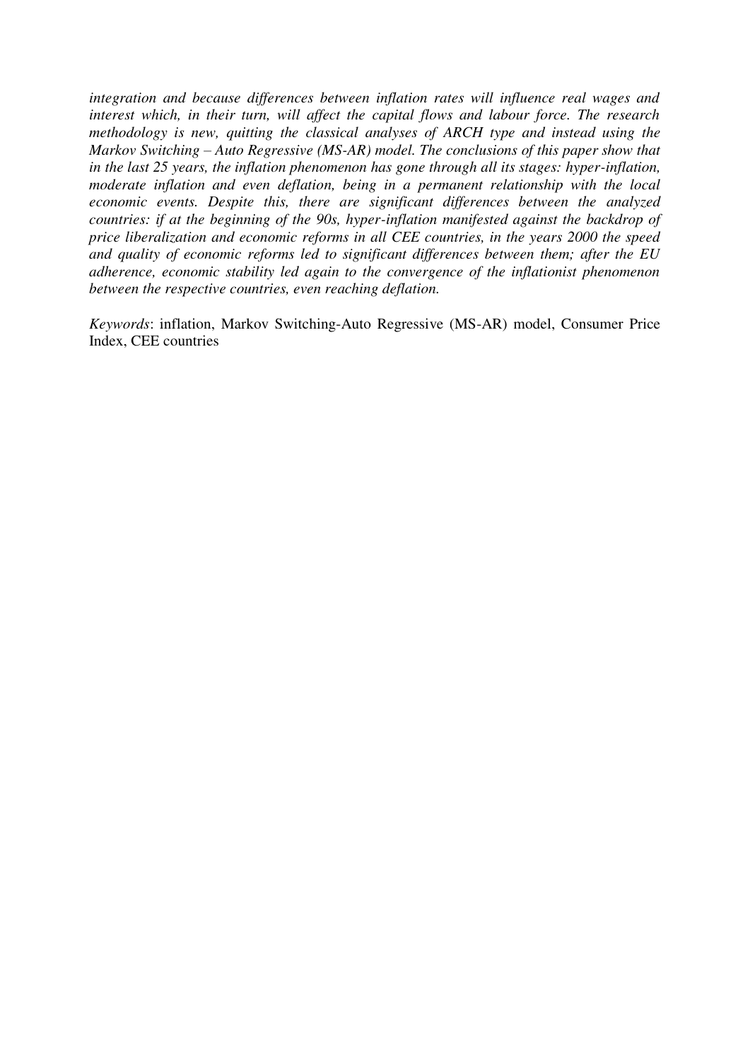*integration and because differences between inflation rates will influence real wages and interest which, in their turn, will affect the capital flows and labour force. The research methodology is new, quitting the classical analyses of ARCH type and instead using the Markov Switching – Auto Regressive (MS-AR) model. The conclusions of this paper show that in the last 25 years, the inflation phenomenon has gone through all its stages: hyper-inflation, moderate inflation and even deflation, being in a permanent relationship with the local economic events. Despite this, there are significant differences between the analyzed countries: if at the beginning of the 90s, hyper-inflation manifested against the backdrop of price liberalization and economic reforms in all CEE countries, in the years 2000 the speed and quality of economic reforms led to significant differences between them; after the EU adherence, economic stability led again to the convergence of the inflationist phenomenon between the respective countries, even reaching deflation.*

*Keywords*: inflation, Markov Switching-Auto Regressive (MS-AR) model, Consumer Price Index, CEE countries